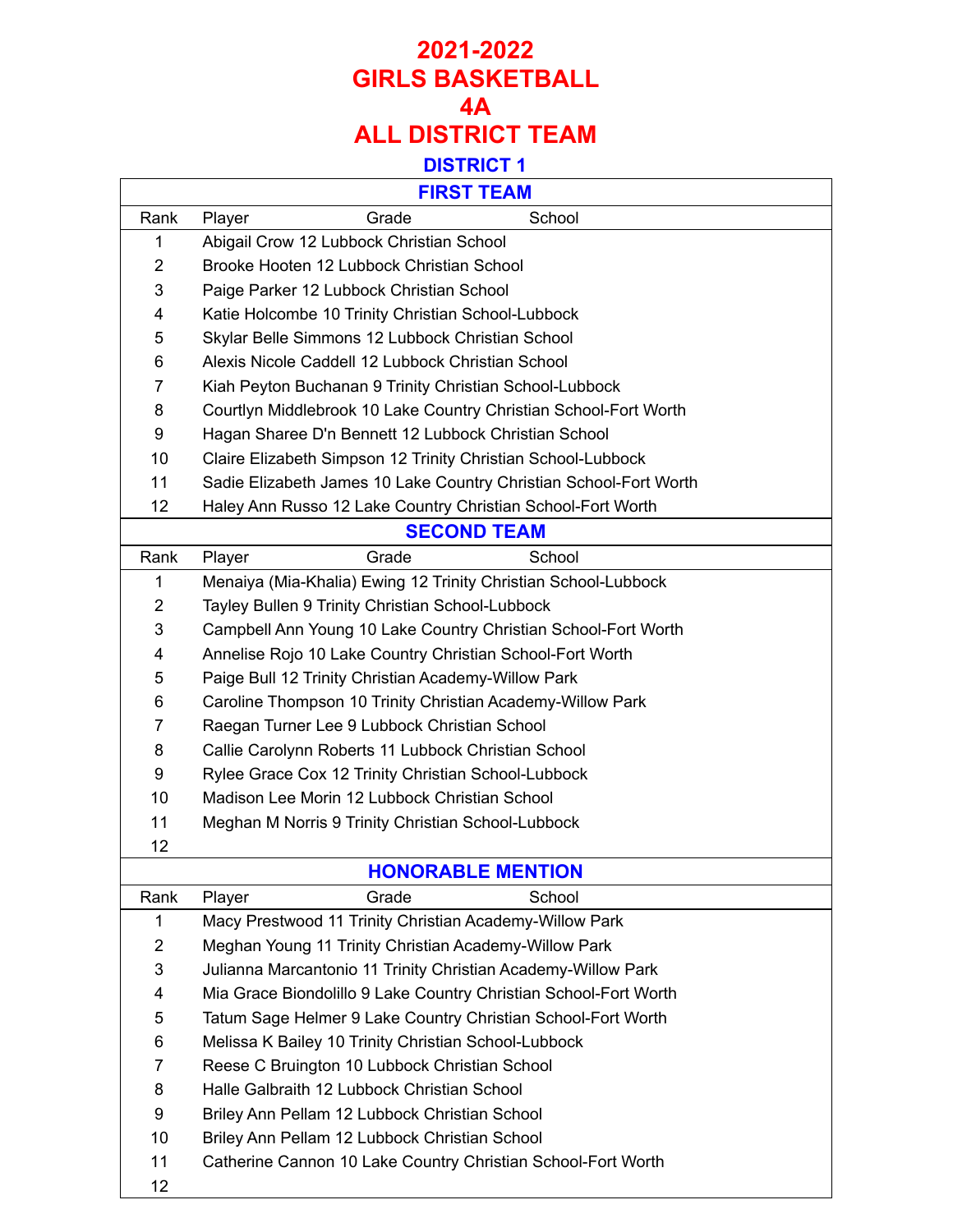# 2021-2022
# GIRLS BASKETBALL
# 4A
# ALL DISTRICT TEAM

## DISTRICT 1

### FIRST TEAM

| Rank | Player Grade School |
|---|---|
| 1 | Abigail Crow 12 Lubbock Christian School |
| 2 | Brooke Hooten 12 Lubbock Christian School |
| 3 | Paige Parker 12 Lubbock Christian School |
| 4 | Katie Holcombe 10 Trinity Christian School-Lubbock |
| 5 | Skylar Belle Simmons 12 Lubbock Christian School |
| 6 | Alexis Nicole Caddell 12 Lubbock Christian School |
| 7 | Kiah Peyton Buchanan 9 Trinity Christian School-Lubbock |
| 8 | Courtlyn Middlebrook 10 Lake Country Christian School-Fort Worth |
| 9 | Hagan Sharee D'n Bennett 12 Lubbock Christian School |
| 10 | Claire Elizabeth Simpson 12 Trinity Christian School-Lubbock |
| 11 | Sadie Elizabeth James 10 Lake Country Christian School-Fort Worth |
| 12 | Haley Ann Russo 12 Lake Country Christian School-Fort Worth |

### SECOND TEAM

| Rank | Player Grade School |
|---|---|
| 1 | Menaiya (Mia-Khalia) Ewing 12 Trinity Christian School-Lubbock |
| 2 | Tayley Bullen 9 Trinity Christian School-Lubbock |
| 3 | Campbell Ann Young 10 Lake Country Christian School-Fort Worth |
| 4 | Annelise Rojo 10 Lake Country Christian School-Fort Worth |
| 5 | Paige Bull 12 Trinity Christian Academy-Willow Park |
| 6 | Caroline Thompson 10 Trinity Christian Academy-Willow Park |
| 7 | Raegan Turner Lee 9 Lubbock Christian School |
| 8 | Callie Carolynn Roberts 11 Lubbock Christian School |
| 9 | Rylee Grace Cox 12 Trinity Christian School-Lubbock |
| 10 | Madison Lee Morin 12 Lubbock Christian School |
| 11 | Meghan M Norris 9 Trinity Christian School-Lubbock |
| 12 | |

### HONORABLE MENTION

| Rank | Player Grade School |
|---|---|
| 1 | Macy Prestwood 11 Trinity Christian Academy-Willow Park |
| 2 | Meghan Young 11 Trinity Christian Academy-Willow Park |
| 3 | Julianna Marcantonio 11 Trinity Christian Academy-Willow Park |
| 4 | Mia Grace Biondolillo 9 Lake Country Christian School-Fort Worth |
| 5 | Tatum Sage Helmer 9 Lake Country Christian School-Fort Worth |
| 6 | Melissa K Bailey 10 Trinity Christian School-Lubbock |
| 7 | Reese C Bruington 10 Lubbock Christian School |
| 8 | Halle Galbraith 12 Lubbock Christian School |
| 9 | Briley Ann Pellam 12 Lubbock Christian School |
| 10 | Briley Ann Pellam 12 Lubbock Christian School |
| 11 | Catherine Cannon 10 Lake Country Christian School-Fort Worth |
| 12 | |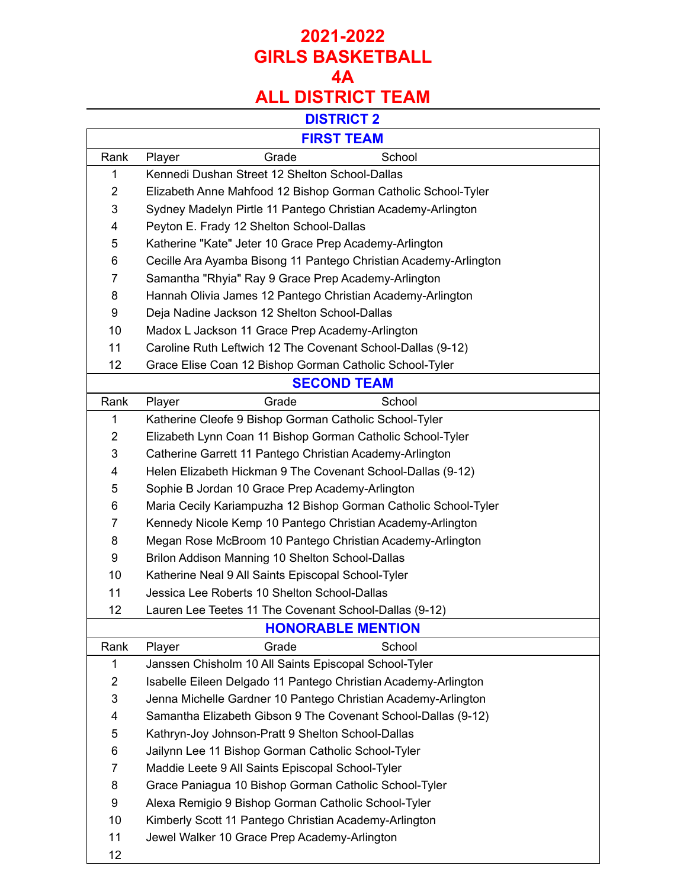# 2021-2022
# GIRLS BASKETBALL
# 4A
# ALL DISTRICT TEAM

## DISTRICT 2

### FIRST TEAM

| Rank | Player | Grade | School |
|---|---|---|---|
| 1 | Kennedi Dushan Street | 12 | Shelton School-Dallas |
| 2 | Elizabeth Anne Mahfood | 12 | Bishop Gorman Catholic School-Tyler |
| 3 | Sydney Madelyn Pirtle | 11 | Pantego Christian Academy-Arlington |
| 4 | Peyton E. Frady | 12 | Shelton School-Dallas |
| 5 | Katherine "Kate" Jeter | 10 | Grace Prep Academy-Arlington |
| 6 | Cecille Ara Ayamba Bisong | 11 | Pantego Christian Academy-Arlington |
| 7 | Samantha "Rhyia" Ray | 9 | Grace Prep Academy-Arlington |
| 8 | Hannah Olivia James | 12 | Pantego Christian Academy-Arlington |
| 9 | Deja Nadine Jackson | 12 | Shelton School-Dallas |
| 10 | Madox L Jackson | 11 | Grace Prep Academy-Arlington |
| 11 | Caroline Ruth Leftwich | 12 | The Covenant School-Dallas (9-12) |
| 12 | Grace Elise Coan | 12 | Bishop Gorman Catholic School-Tyler |

### SECOND TEAM

| Rank | Player | Grade | School |
|---|---|---|---|
| 1 | Katherine Cleofe | 9 | Bishop Gorman Catholic School-Tyler |
| 2 | Elizabeth Lynn Coan | 11 | Bishop Gorman Catholic School-Tyler |
| 3 | Catherine Garrett | 11 | Pantego Christian Academy-Arlington |
| 4 | Helen Elizabeth Hickman | 9 | The Covenant School-Dallas (9-12) |
| 5 | Sophie B Jordan | 10 | Grace Prep Academy-Arlington |
| 6 | Maria Cecily Kariampuzha | 12 | Bishop Gorman Catholic School-Tyler |
| 7 | Kennedy Nicole Kemp | 10 | Pantego Christian Academy-Arlington |
| 8 | Megan Rose McBroom | 10 | Pantego Christian Academy-Arlington |
| 9 | Brilon Addison Manning | 10 | Shelton School-Dallas |
| 10 | Katherine Neal | 9 | All Saints Episcopal School-Tyler |
| 11 | Jessica Lee Roberts | 10 | Shelton School-Dallas |
| 12 | Lauren Lee Teetes | 11 | The Covenant School-Dallas (9-12) |

### HONORABLE MENTION

| Rank | Player | Grade | School |
|---|---|---|---|
| 1 | Janssen Chisholm | 10 | All Saints Episcopal School-Tyler |
| 2 | Isabelle Eileen Delgado | 11 | Pantego Christian Academy-Arlington |
| 3 | Jenna Michelle Gardner | 10 | Pantego Christian Academy-Arlington |
| 4 | Samantha Elizabeth Gibson | 9 | The Covenant School-Dallas (9-12) |
| 5 | Kathryn-Joy Johnson-Pratt | 9 | Shelton School-Dallas |
| 6 | Jailynn Lee | 11 | Bishop Gorman Catholic School-Tyler |
| 7 | Maddie Leete | 9 | All Saints Episcopal School-Tyler |
| 8 | Grace Paniagua | 10 | Bishop Gorman Catholic School-Tyler |
| 9 | Alexa Remigio | 9 | Bishop Gorman Catholic School-Tyler |
| 10 | Kimberly Scott | 11 | Pantego Christian Academy-Arlington |
| 11 | Jewel Walker | 10 | Grace Prep Academy-Arlington |
| 12 | | | |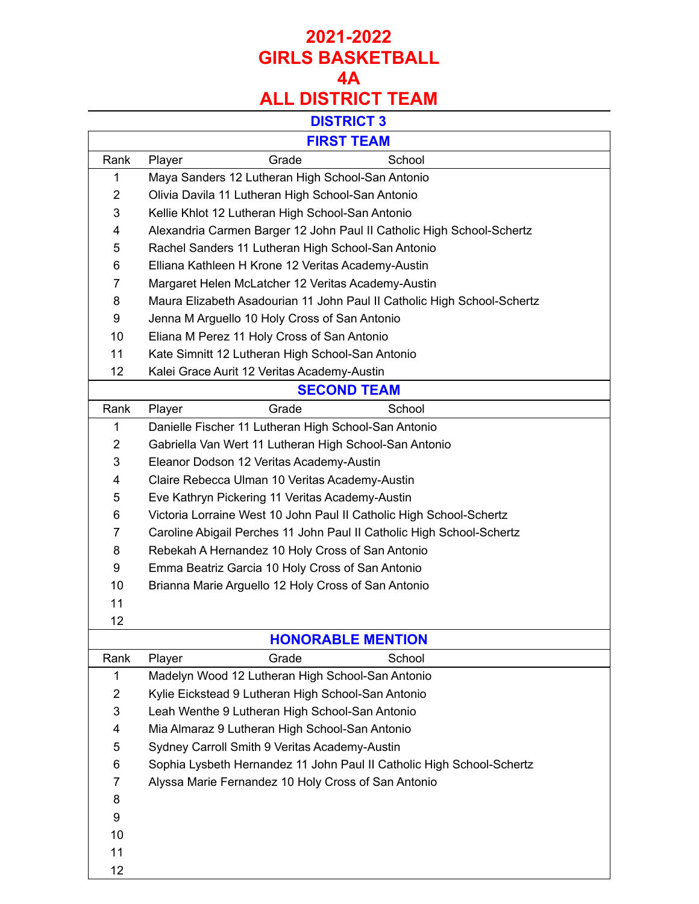# 2021-2022
# GIRLS BASKETBALL
# 4A
# ALL DISTRICT TEAM

## DISTRICT 3

### FIRST TEAM

| Rank | Player Grade School |
|---|---|
| 1 | Maya Sanders 12 Lutheran High School-San Antonio |
| 2 | Olivia Davila 11 Lutheran High School-San Antonio |
| 3 | Kellie Khlot 12 Lutheran High School-San Antonio |
| 4 | Alexandria Carmen Barger 12 John Paul II Catholic High School-Schertz |
| 5 | Rachel Sanders 11 Lutheran High School-San Antonio |
| 6 | Elliana Kathleen H Krone 12 Veritas Academy-Austin |
| 7 | Margaret Helen McLatcher 12 Veritas Academy-Austin |
| 8 | Maura Elizabeth Asadourian 11 John Paul II Catholic High School-Schertz |
| 9 | Jenna M Arguello 10 Holy Cross of San Antonio |
| 10 | Eliana M Perez 11 Holy Cross of San Antonio |
| 11 | Kate Simnitt 12 Lutheran High School-San Antonio |
| 12 | Kalei Grace Aurit 12 Veritas Academy-Austin |

### SECOND TEAM

| Rank | Player Grade School |
|---|---|
| 1 | Danielle Fischer 11 Lutheran High School-San Antonio |
| 2 | Gabriella Van Wert 11 Lutheran High School-San Antonio |
| 3 | Eleanor Dodson 12 Veritas Academy-Austin |
| 4 | Claire Rebecca Ulman 10 Veritas Academy-Austin |
| 5 | Eve Kathryn Pickering 11 Veritas Academy-Austin |
| 6 | Victoria Lorraine West 10 John Paul II Catholic High School-Schertz |
| 7 | Caroline Abigail Perches 11 John Paul II Catholic High School-Schertz |
| 8 | Rebekah A Hernandez 10 Holy Cross of San Antonio |
| 9 | Emma Beatriz Garcia 10 Holy Cross of San Antonio |
| 10 | Brianna Marie Arguello 12 Holy Cross of San Antonio |
| 11 | |
| 12 | |

### HONORABLE MENTION

| Rank | Player Grade School |
|---|---|
| 1 | Madelyn Wood 12 Lutheran High School-San Antonio |
| 2 | Kylie Eickstead 9 Lutheran High School-San Antonio |
| 3 | Leah Wenthe 9 Lutheran High School-San Antonio |
| 4 | Mia Almaraz 9 Lutheran High School-San Antonio |
| 5 | Sydney Carroll Smith 9 Veritas Academy-Austin |
| 6 | Sophia Lysbeth Hernandez 11 John Paul II Catholic High School-Schertz |
| 7 | Alyssa Marie Fernandez 10 Holy Cross of San Antonio |
| 8 | |
| 9 | |
| 10 | |
| 11 | |
| 12 | |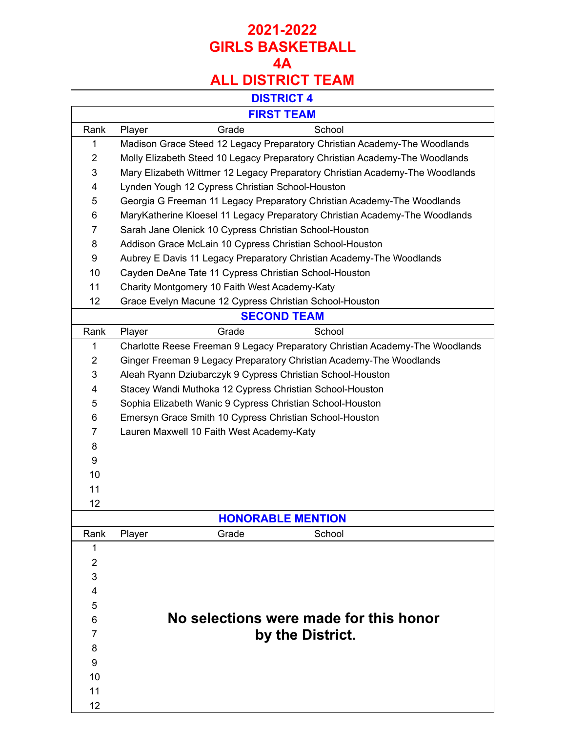# 2021-2022
# GIRLS BASKETBALL
# 4A
# ALL DISTRICT TEAM

## DISTRICT 4

### FIRST TEAM

| Rank | Player | Grade | School |
|---|---|---|---|
| 1 | Madison Grace Steed | 12 | Legacy Preparatory Christian Academy-The Woodlands |
| 2 | Molly Elizabeth Steed | 10 | Legacy Preparatory Christian Academy-The Woodlands |
| 3 | Mary Elizabeth Wittmer | 12 | Legacy Preparatory Christian Academy-The Woodlands |
| 4 | Lynden Yough | 12 | Cypress Christian School-Houston |
| 5 | Georgia G Freeman | 11 | Legacy Preparatory Christian Academy-The Woodlands |
| 6 | MaryKatherine Kloesel | 11 | Legacy Preparatory Christian Academy-The Woodlands |
| 7 | Sarah Jane Olenick | 10 | Cypress Christian School-Houston |
| 8 | Addison Grace McLain | 10 | Cypress Christian School-Houston |
| 9 | Aubrey E Davis | 11 | Legacy Preparatory Christian Academy-The Woodlands |
| 10 | Cayden DeAne Tate | 11 | Cypress Christian School-Houston |
| 11 | Charity Montgomery | 10 | Faith West Academy-Katy |
| 12 | Grace Evelyn Macune | 12 | Cypress Christian School-Houston |

### SECOND TEAM

| Rank | Player | Grade | School |
|---|---|---|---|
| 1 | Charlotte Reese Freeman | 9 | Legacy Preparatory Christian Academy-The Woodlands |
| 2 | Ginger Freeman | 9 | Legacy Preparatory Christian Academy-The Woodlands |
| 3 | Aleah Ryann Dziubarczyk | 9 | Cypress Christian School-Houston |
| 4 | Stacey Wandi Muthoka | 12 | Cypress Christian School-Houston |
| 5 | Sophia Elizabeth Wanic | 9 | Cypress Christian School-Houston |
| 6 | Emersyn Grace Smith | 10 | Cypress Christian School-Houston |
| 7 | Lauren Maxwell | 10 | Faith West Academy-Katy |
| 8 | | | |
| 9 | | | |
| 10 | | | |
| 11 | | | |
| 12 | | | |

### HONORABLE MENTION

| Rank | Player | Grade | School |
|---|---|---|---|
| 1 | | | |
| 2 | | | |
| 3 | | | |
| 4 | | | |
| 5 | | | |
| 6 | | | |
| 7 | | | |
| 8 | | | |
| 9 | | | |
| 10 | | | |
| 11 | | | |
| 12 | | | |

**No selections were made for this honor by the District.**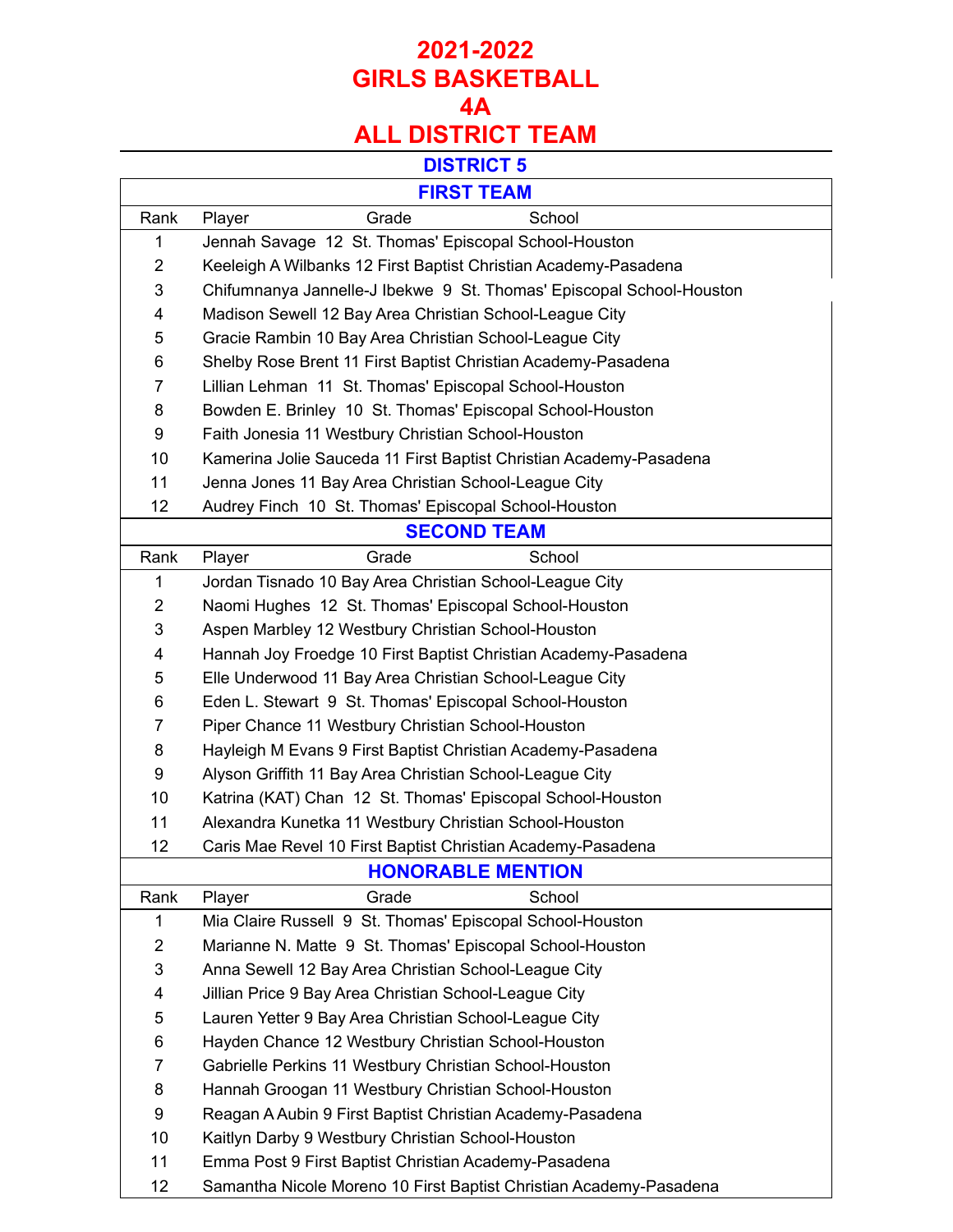# 2021-2022
# GIRLS BASKETBALL
# 4A
# ALL DISTRICT TEAM

## DISTRICT 5

### FIRST TEAM

| Rank | Player | Grade | School |
|---|---|---|---|
| 1 | Jennah Savage | 12 | St. Thomas' Episcopal School-Houston |
| 2 | Keeleigh A Wilbanks | 12 | First Baptist Christian Academy-Pasadena |
| 3 | Chifumnanya Jannelle-J Ibekwe | 9 | St. Thomas' Episcopal School-Houston |
| 4 | Madison Sewell | 12 | Bay Area Christian School-League City |
| 5 | Gracie Rambin | 10 | Bay Area Christian School-League City |
| 6 | Shelby Rose Brent | 11 | First Baptist Christian Academy-Pasadena |
| 7 | Lillian Lehman | 11 | St. Thomas' Episcopal School-Houston |
| 8 | Bowden E. Brinley | 10 | St. Thomas' Episcopal School-Houston |
| 9 | Faith Jonesia | 11 | Westbury Christian School-Houston |
| 10 | Kamerina Jolie Sauceda | 11 | First Baptist Christian Academy-Pasadena |
| 11 | Jenna Jones | 11 | Bay Area Christian School-League City |
| 12 | Audrey Finch | 10 | St. Thomas' Episcopal School-Houston |

### SECOND TEAM

| Rank | Player | Grade | School |
|---|---|---|---|
| 1 | Jordan Tisnado | 10 | Bay Area Christian School-League City |
| 2 | Naomi Hughes | 12 | St. Thomas' Episcopal School-Houston |
| 3 | Aspen Marbley | 12 | Westbury Christian School-Houston |
| 4 | Hannah Joy Froedge | 10 | First Baptist Christian Academy-Pasadena |
| 5 | Elle Underwood | 11 | Bay Area Christian School-League City |
| 6 | Eden L. Stewart | 9 | St. Thomas' Episcopal School-Houston |
| 7 | Piper Chance | 11 | Westbury Christian School-Houston |
| 8 | Hayleigh M Evans | 9 | First Baptist Christian Academy-Pasadena |
| 9 | Alyson Griffith | 11 | Bay Area Christian School-League City |
| 10 | Katrina (KAT) Chan | 12 | St. Thomas' Episcopal School-Houston |
| 11 | Alexandra Kunetka | 11 | Westbury Christian School-Houston |
| 12 | Caris Mae Revel | 10 | First Baptist Christian Academy-Pasadena |

### HONORABLE MENTION

| Rank | Player | Grade | School |
|---|---|---|---|
| 1 | Mia Claire Russell | 9 | St. Thomas' Episcopal School-Houston |
| 2 | Marianne N. Matte | 9 | St. Thomas' Episcopal School-Houston |
| 3 | Anna Sewell | 12 | Bay Area Christian School-League City |
| 4 | Jillian Price | 9 | Bay Area Christian School-League City |
| 5 | Lauren Yetter | 9 | Bay Area Christian School-League City |
| 6 | Hayden Chance | 12 | Westbury Christian School-Houston |
| 7 | Gabrielle Perkins | 11 | Westbury Christian School-Houston |
| 8 | Hannah Groogan | 11 | Westbury Christian School-Houston |
| 9 | Reagan A Aubin | 9 | First Baptist Christian Academy-Pasadena |
| 10 | Kaitlyn Darby | 9 | Westbury Christian School-Houston |
| 11 | Emma Post | 9 | First Baptist Christian Academy-Pasadena |
| 12 | Samantha Nicole Moreno | 10 | First Baptist Christian Academy-Pasadena |